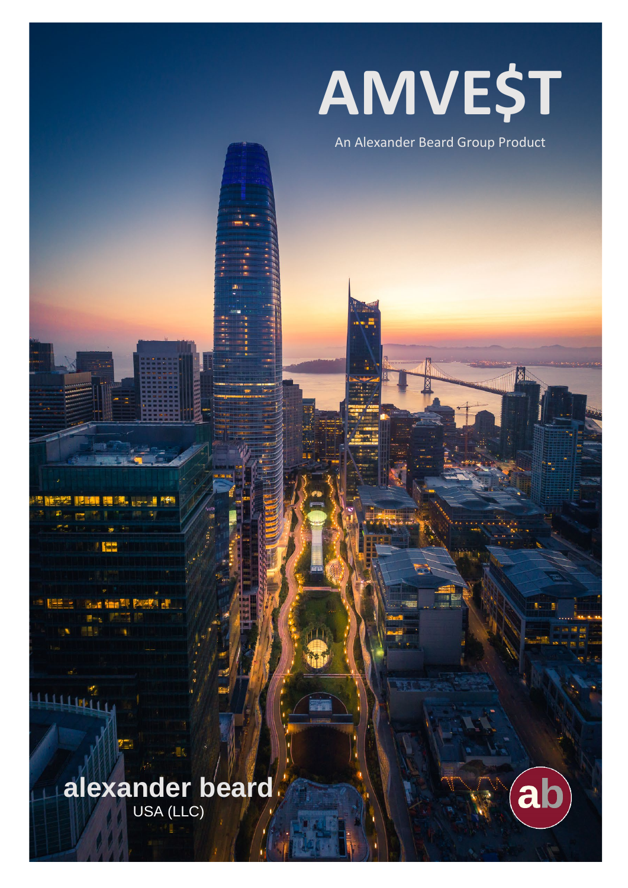# AMVE$T

An Alexander Beard Group Product

**alexander beard**
USA (LLC)

ab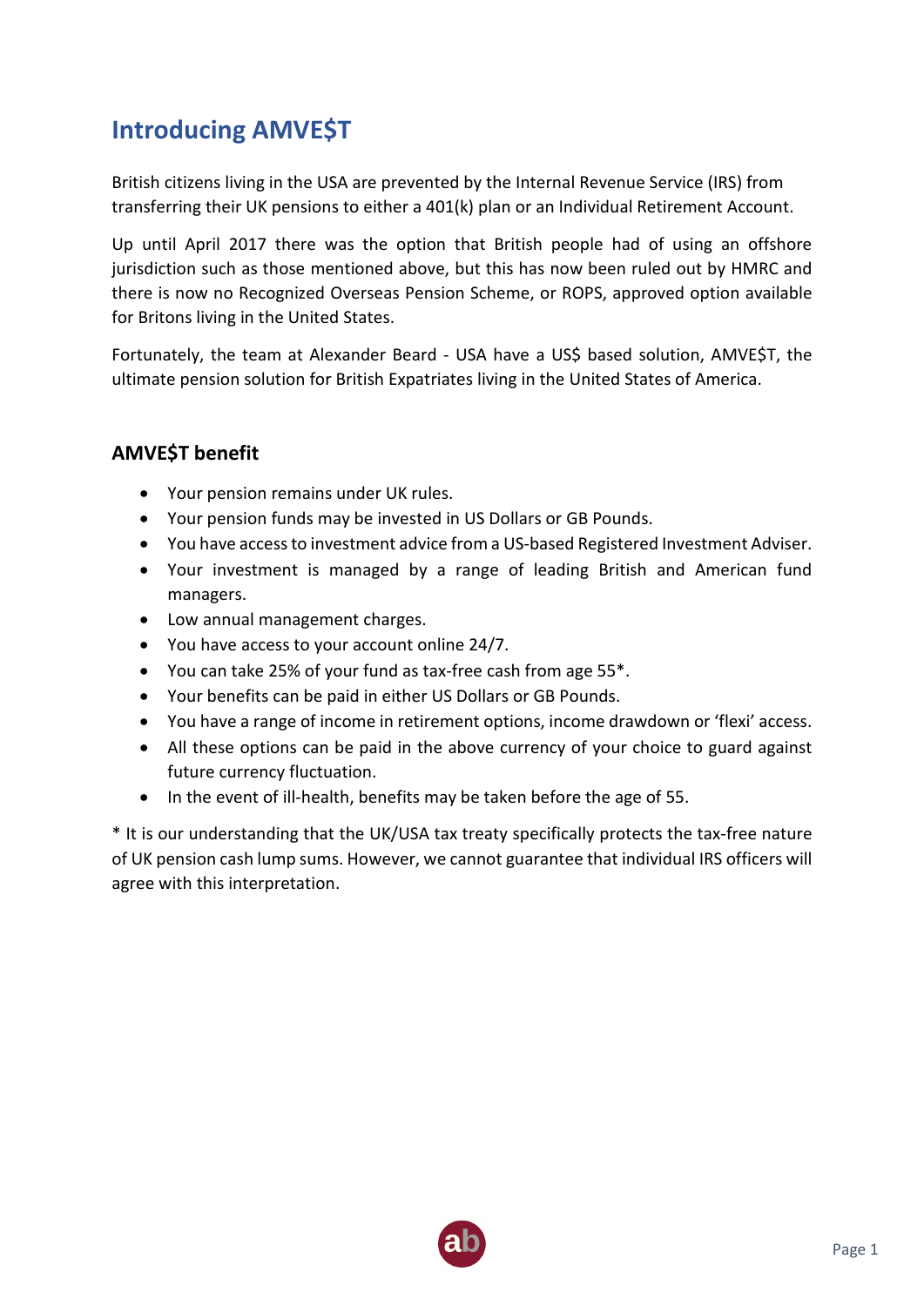## Introducing AMVE$T

British citizens living in the USA are prevented by the Internal Revenue Service (IRS) from transferring their UK pensions to either a 401(k) plan or an Individual Retirement Account.

Up until April 2017 there was the option that British people had of using an offshore jurisdiction such as those mentioned above, but this has now been ruled out by HMRC and there is now no Recognized Overseas Pension Scheme, or ROPS, approved option available for Britons living in the United States.

Fortunately, the team at Alexander Beard - USA have a US$ based solution, AMVE$T, the ultimate pension solution for British Expatriates living in the United States of America.

### AMVE$T benefit

- Your pension remains under UK rules.
- Your pension funds may be invested in US Dollars or GB Pounds.
- You have access to investment advice from a US-based Registered Investment Adviser.
- Your investment is managed by a range of leading British and American fund managers.
- Low annual management charges.
- You have access to your account online 24/7.
- You can take 25% of your fund as tax-free cash from age 55*.
- Your benefits can be paid in either US Dollars or GB Pounds.
- You have a range of income in retirement options, income drawdown or 'flexi' access.
- All these options can be paid in the above currency of your choice to guard against future currency fluctuation.
- In the event of ill-health, benefits may be taken before the age of 55.

* It is our understanding that the UK/USA tax treaty specifically protects the tax-free nature of UK pension cash lump sums. However, we cannot guarantee that individual IRS officers will agree with this interpretation.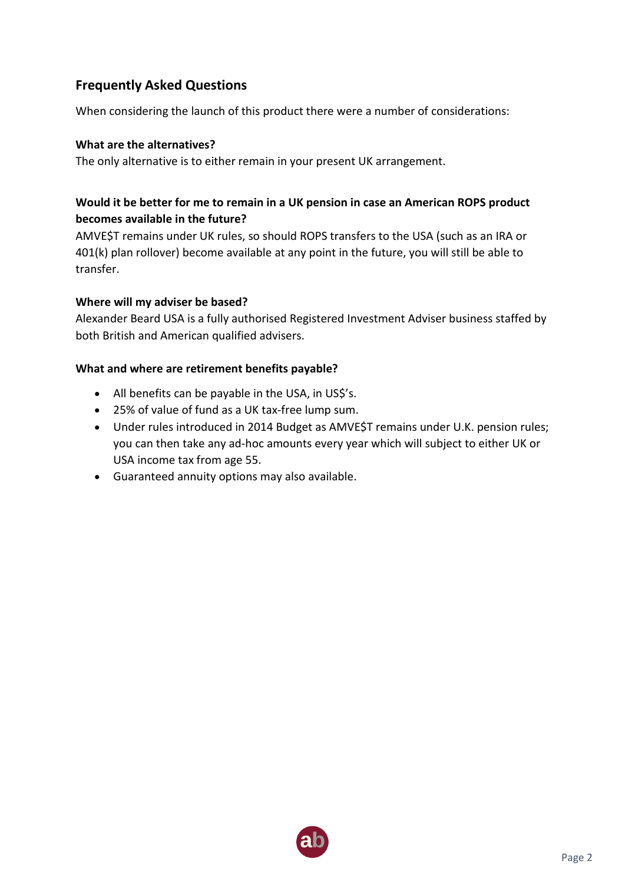## Frequently Asked Questions

When considering the launch of this product there were a number of considerations:

**What are the alternatives?**
The only alternative is to either remain in your present UK arrangement.

**Would it be better for me to remain in a UK pension in case an American ROPS product becomes available in the future?**
AMVE$T remains under UK rules, so should ROPS transfers to the USA (such as an IRA or 401(k) plan rollover) become available at any point in the future, you will still be able to transfer.

**Where will my adviser be based?**
Alexander Beard USA is a fully authorised Registered Investment Adviser business staffed by both British and American qualified advisers.

**What and where are retirement benefits payable?**

- All benefits can be payable in the USA, in US$'s.
- 25% of value of fund as a UK tax-free lump sum.
- Under rules introduced in 2014 Budget as AMVE$T remains under U.K. pension rules; you can then take any ad-hoc amounts every year which will subject to either UK or USA income tax from age 55.
- Guaranteed annuity options may also available.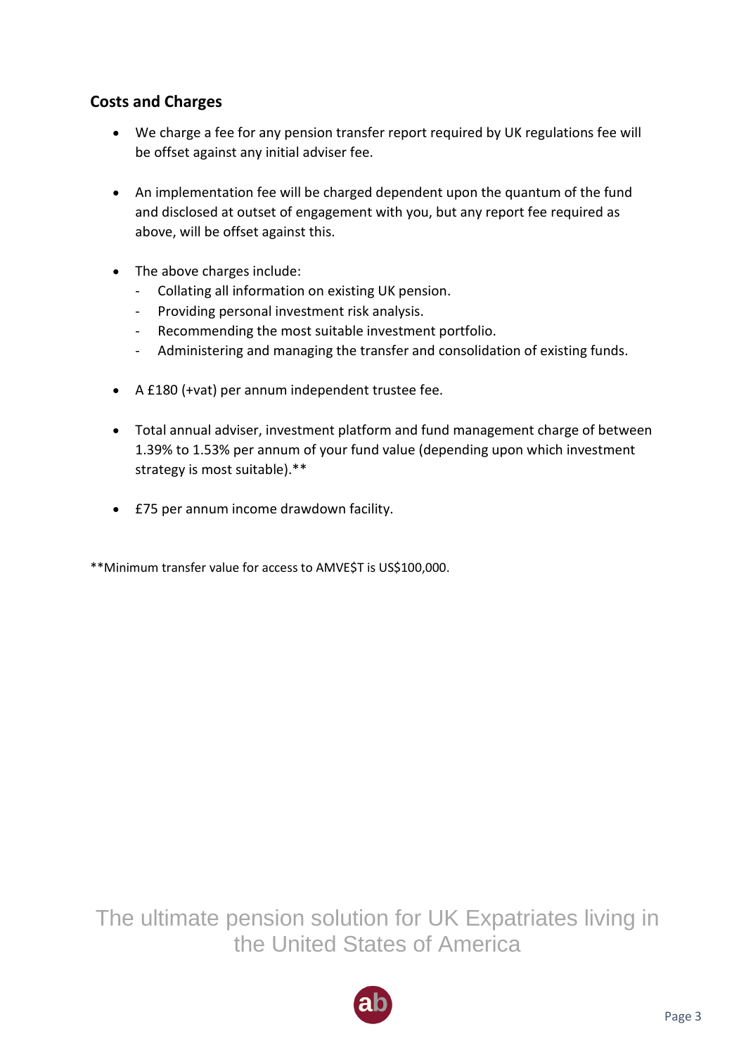## Costs and Charges

- We charge a fee for any pension transfer report required by UK regulations fee will be offset against any initial adviser fee.

- An implementation fee will be charged dependent upon the quantum of the fund and disclosed at outset of engagement with you, but any report fee required as above, will be offset against this.

- The above charges include:
  - Collating all information on existing UK pension.
  - Providing personal investment risk analysis.
  - Recommending the most suitable investment portfolio.
  - Administering and managing the transfer and consolidation of existing funds.

- A £180 (+vat) per annum independent trustee fee.

- Total annual adviser, investment platform and fund management charge of between 1.39% to 1.53% per annum of your fund value (depending upon which investment strategy is most suitable).**

- £75 per annum income drawdown facility.

**Minimum transfer value for access to AMVE$T is US$100,000.

The ultimate pension solution for UK Expatriates living in the United States of America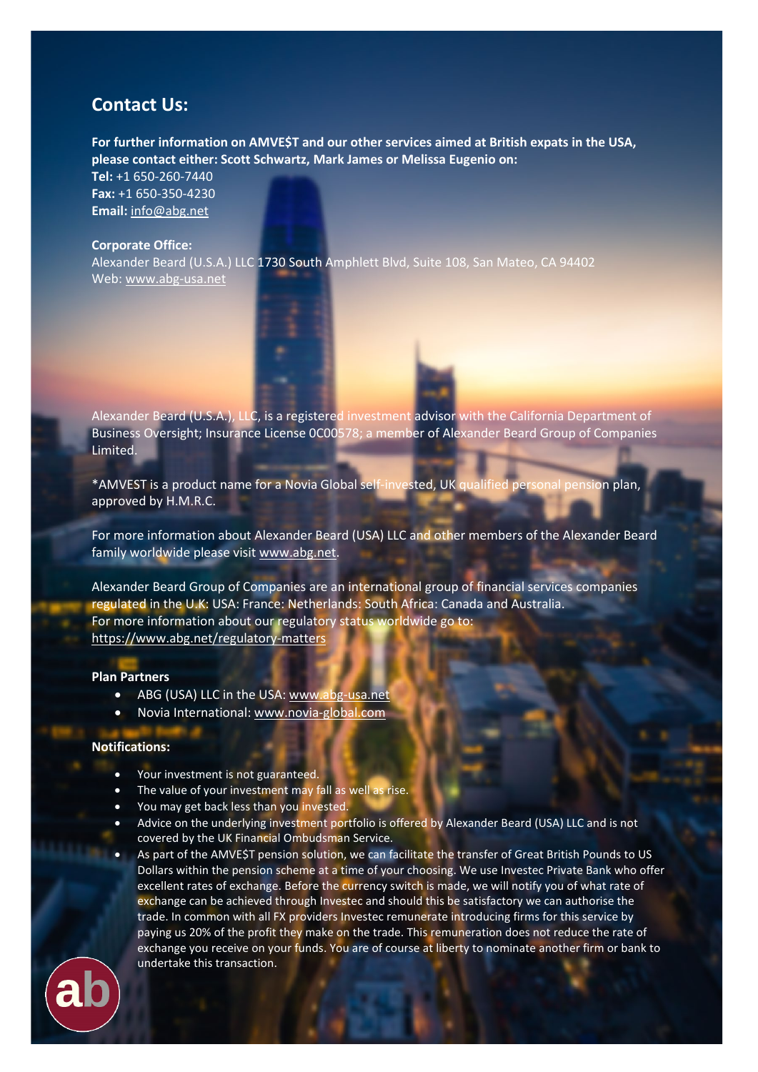## Contact Us:

**For further information on AMVE$T and our other services aimed at British expats in the USA, please contact either: Scott Schwartz, Mark James or Melissa Eugenio on:**
**Tel:** +1 650-260-7440
**Fax:** +1 650-350-4230
**Email:** info@abg.net

**Corporate Office:**
Alexander Beard (U.S.A.) LLC 1730 South Amphlett Blvd, Suite 108, San Mateo, CA 94402
Web: www.abg-usa.net

Alexander Beard (U.S.A.), LLC, is a registered investment advisor with the California Department of Business Oversight; Insurance License 0C00578; a member of Alexander Beard Group of Companies Limited.

*AMVEST is a product name for a Novia Global self-invested, UK qualified personal pension plan, approved by H.M.R.C.

For more information about Alexander Beard (USA) LLC and other members of the Alexander Beard family worldwide please visit www.abg.net.

Alexander Beard Group of Companies are an international group of financial services companies regulated in the U.K: USA: France: Netherlands: South Africa: Canada and Australia.
For more information about our regulatory status worldwide go to:
https://www.abg.net/regulatory-matters

**Plan Partners**

- ABG (USA) LLC in the USA: www.abg-usa.net
- Novia International: www.novia-global.com

**Notifications:**

- Your investment is not guaranteed.
- The value of your investment may fall as well as rise.
- You may get back less than you invested.
- Advice on the underlying investment portfolio is offered by Alexander Beard (USA) LLC and is not covered by the UK Financial Ombudsman Service.
- As part of the AMVE$T pension solution, we can facilitate the transfer of Great British Pounds to US Dollars within the pension scheme at a time of your choosing. We use Investec Private Bank who offer excellent rates of exchange. Before the currency switch is made, we will notify you of what rate of exchange can be achieved through Investec and should this be satisfactory we can authorise the trade. In common with all FX providers Investec remunerate introducing firms for this service by paying us 20% of the profit they make on the trade. This remuneration does not reduce the rate of exchange you receive on your funds. You are of course at liberty to nominate another firm or bank to undertake this transaction.